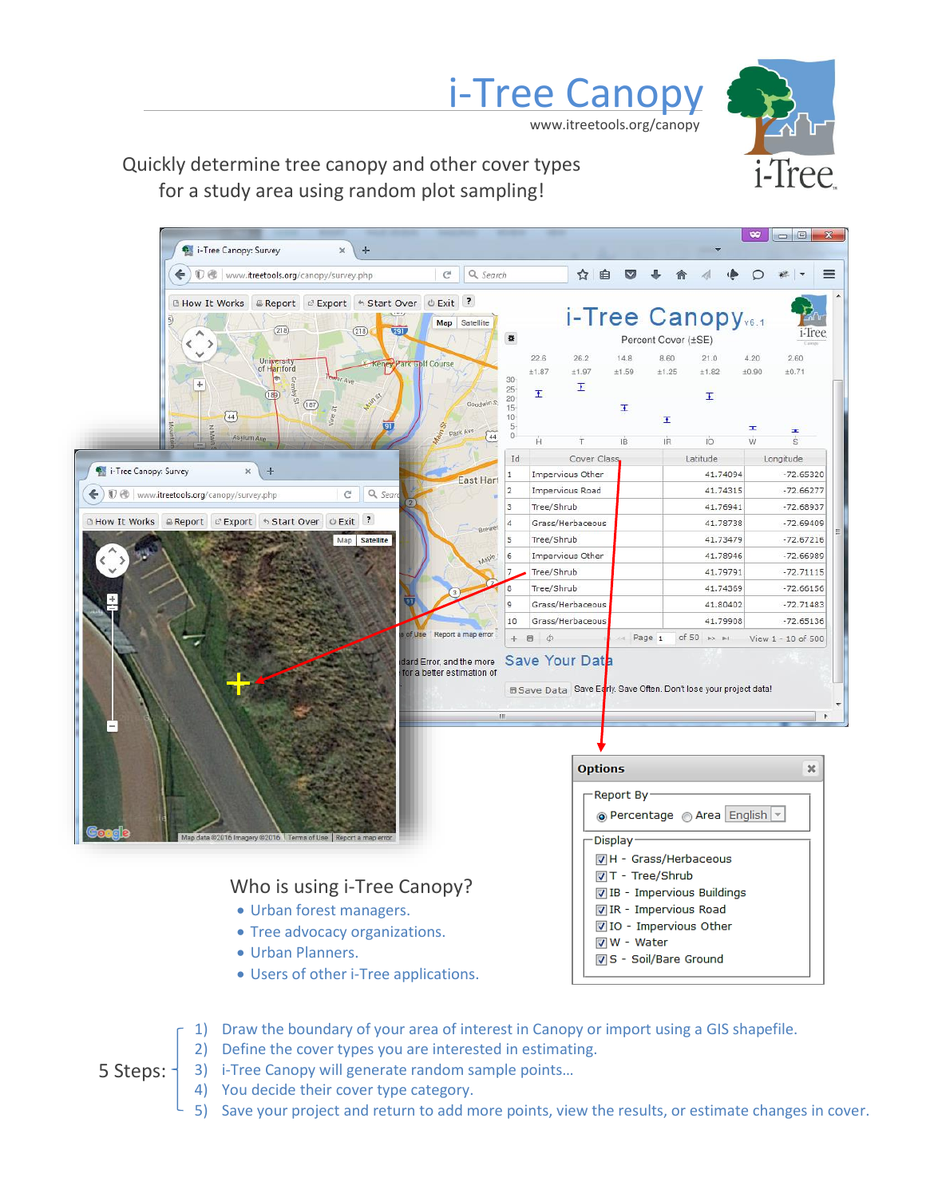# i-Tree Canopy

www.itreetools.org/canopy

Quickly determine tree canopy and other cover types for a study area using random plot sampling!

## Who is using i-Tree Canopy?

- Urban forest managers.
- Tree advocacy organizations.
- Urban Planners.
- Users of other i-Tree applications.

5 Steps:

1) Draw the boundary of your area of interest in Canopy or import using a GIS shapefile.
2) Define the cover types you are interested in estimating.
3) i-Tree Canopy will generate random sample points…
4) You decide their cover type category.
5) Save your project and return to add more points, view the results, or estimate changes in cover.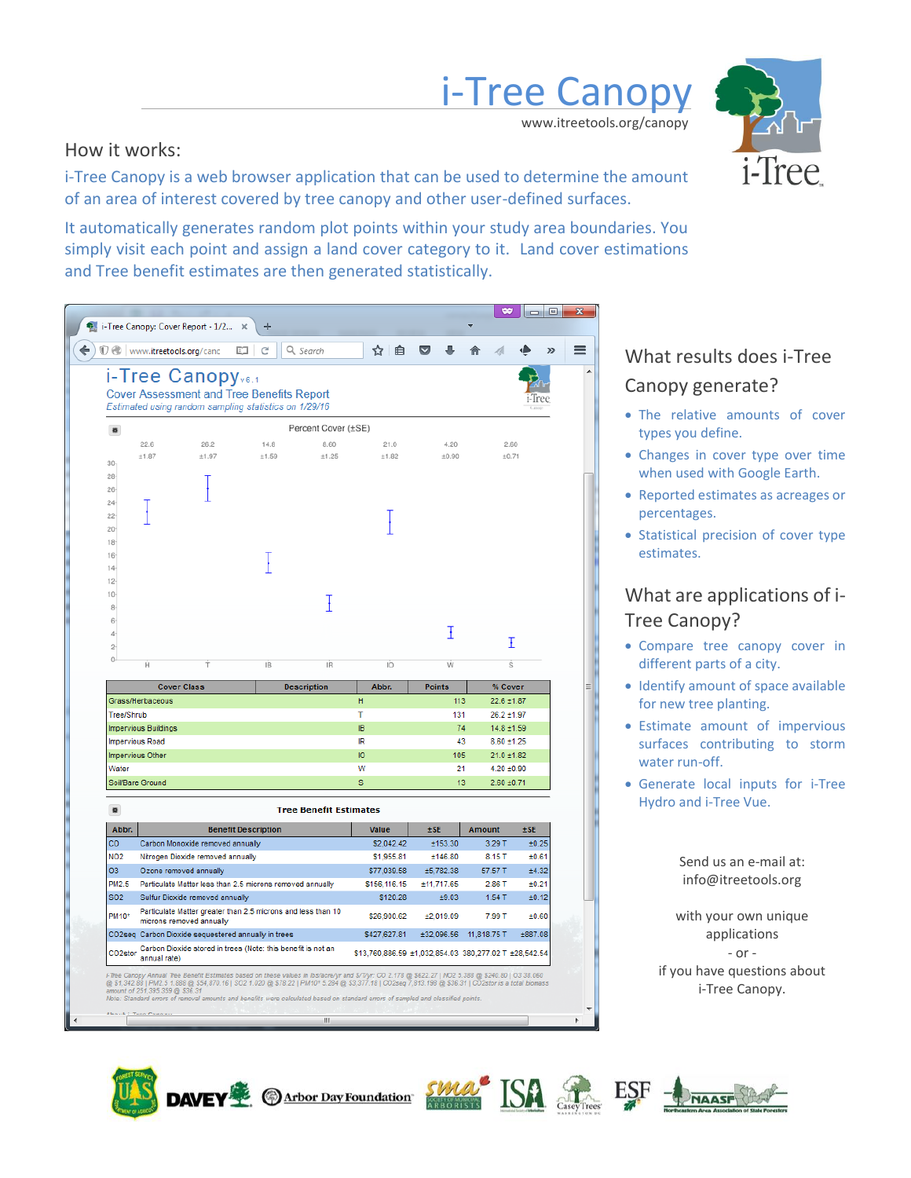# i-Tree Canopy

www.itreetools.org/canopy

## How it works:

i-Tree Canopy is a web browser application that can be used to determine the amount of an area of interest covered by tree canopy and other user-defined surfaces.

It automatically generates random plot points within your study area boundaries. You simply visit each point and assign a land cover category to it. Land cover estimations and Tree benefit estimates are then generated statistically.

i-Tree Canopy v6.1

Cover Assessment and Tree Benefits Report

*Estimated using random sampling statistics on 1/29/16*

Percent Cover (±SE)

22.6 ±1.87 | 26.2 ±1.97 | 14.8 ±1.59 | 8.60 ±1.25 | 21.0 ±1.82 | 4.20 ±0.90 | 2.60 ±0.71

H T IB IR IO W S

| Cover Class | Description | Abbr. | Points | % Cover |
|---|---|---|---|---|
| Grass/Herbaceous | | H | 113 | 22.6 ±1.87 |
| Tree/Shrub | | T | 131 | 26.2 ±1.97 |
| Impervious Buildings | | IB | 74 | 14.8 ±1.59 |
| Impervious Road | | IR | 43 | 8.60 ±1.25 |
| Impervious Other | | IO | 105 | 21.0 ±1.82 |
| Water | | W | 21 | 4.20 ±0.90 |
| Soil/Bare Ground | | S | 13 | 2.60 ±0.71 |

**Tree Benefit Estimates**

| Abbr. | Benefit Description | Value | ±SE | Amount | ±SE |
|---|---|---|---|---|---|
| CO | Carbon Monoxide removed annually | $2,042.42 | ±153.30 | 3.29 T | ±0.25 |
| NO2 | Nitrogen Dioxide removed annually | $1,955.81 | ±146.80 | 8.15 T | ±0.61 |
| O3 | Ozone removed annually | $77,039.58 | ±5,782.38 | 57.57 T | ±4.32 |
| PM2.5 | Particulate Matter less than 2.5 micron removed annually | $156,116.15 | ±11,717.65 | 2.86 T | ±0.21 |
| SO2 | Sulfur Dioxide removed annually | $120.28 | ±9.03 | 1.54 T | ±0.12 |
| PM10* | Particulate Matter greater than 2.5 microns and less than 10 microns removed annually | $26,900.62 | ±2,019.09 | 7.99 T | ±0.60 |
| CO2seq | Carbon Dioxide sequestered annually in trees | $427,627.81 | ±32,096.56 | 11,318.75 T | ±887.08 |
| CO2stor | Carbon Dioxide stored in trees (Note: this benefit is not an annual rate) | $13,760,886.59 | ±1,032,854.03 | 380,277.02 T | ±28,542.54 |

*i-Tree Canopy Annual Tree Benefit Estimates based on these values in lbs/acre/yr and $/T/yr: CO 2.178 @ $622.27 | NO2 5.388 @ $240.80 | O3 38.060 @ $1,342.88 | PM2.5 1.888 @ $54,870.16 | SO2 1.020 @ $78.22 | PM10* 5.284 @ $3,377.18 | CO2seq 7,813.198 @ $36.31 | CO2stor is a total biomass amount of 251,395.359 @ $36.31*

*Note: Standard errors of removal amounts and benefits were calculated based on standard errors of sampled and classified points.*

## What results does i-Tree Canopy generate?

- The relative amounts of cover types you define.
- Changes in cover type over time when used with Google Earth.
- Reported estimates as acreages or percentages.
- Statistical precision of cover type estimates.

## What are applications of i-Tree Canopy?

- Compare tree canopy cover in different parts of a city.
- Identify amount of space available for new tree planting.
- Estimate amount of impervious surfaces contributing to storm water run-off.
- Generate local inputs for i-Tree Hydro and i-Tree Vue.

Send us an e-mail at:
info@itreetools.org

with your own unique applications
\- or -
if you have questions about i-Tree Canopy.